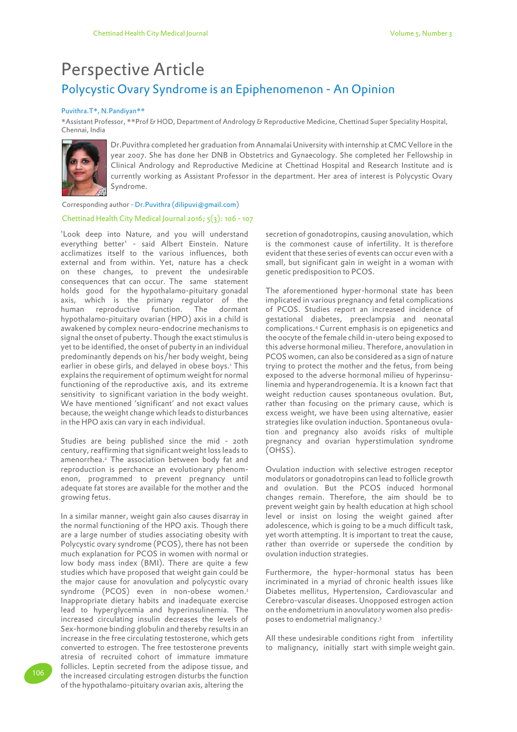# Perspective Article

## Polycystic Ovary Syndrome is an Epiphenomenon - An Opinion

Puvithra.T*, N.Pandiyan**

*Assistant Professor, **Prof & HOD, Department of Andrology & Reproductive Medicine, Chettinad Super Speciality Hospital, Chennai, India

Dr.Puvithra completed her graduation from Annamalai University with internship at CMC Vellore in the year 2007. She has done her DNB in Obstetrics and Gynaecology. She completed her Fellowship in Clinical Andrology and Reproductive Medicine at Chettinad Hospital and Research Institute and is currently working as Assistant Professor in the department. Her area of interest is Polycystic Ovary Syndrome.

Corresponding author - Dr.Puvithra (dilipuvi@gmail.com)

Chettinad Health City Medical Journal 2016; 5(3): 106 - 107

'Look deep into Nature, and you will understand everything better' - said Albert Einstein. Nature acclimatizes itself to the various influences, both external and from within. Yet, nature has a check on these changes, to prevent the undesirable consequences that can occur. The same statement holds good for the hypothalamo-pituitary gonadal axis, which is the primary regulator of the human reproductive function. The dormant hypothalamo-pituitary ovarian (HPO) axis in a child is awakened by complex neuro-endocrine mechanisms to signal the onset of puberty. Though the exact stimulus is yet to be identified, the onset of puberty in an individual predominantly depends on his/her body weight, being earlier in obese girls, and delayed in obese boys.[1] This explains the requirement of optimum weight for normal functioning of the reproductive axis, and its extreme sensitivity to significant variation in the body weight. We have mentioned 'significant' and not exact values because, the weight change which leads to disturbances in the HPO axis can vary in each individual.

Studies are being published since the mid - 20th century, reaffirming that significant weight loss leads to amenorrhea.[2] The association between body fat and reproduction is perchance an evolutionary phenomenon, programmed to prevent pregnancy until adequate fat stores are available for the mother and the growing fetus.

In a similar manner, weight gain also causes disarray in the normal functioning of the HPO axis. Though there are a large number of studies associating obesity with Polycystic ovary syndrome (PCOS), there has not been much explanation for PCOS in women with normal or low body mass index (BMI). There are quite a few studies which have proposed that weight gain could be the major cause for anovulation and polycystic ovary syndrome (PCOS) even in non-obese women.[3] Inappropriate dietary habits and inadequate exercise lead to hyperglycemia and hyperinsulinemia. The increased circulating insulin decreases the levels of Sex-hormone binding globulin and thereby results in an increase in the free circulating testosterone, which gets converted to estrogen. The free testosterone prevents atresia of recruited cohort of immature immature follicles. Leptin secreted from the adipose tissue, and the increased circulating estrogen disturbs the function of the hypothalamo-pituitary ovarian axis, altering the secretion of gonadotropins, causing anovulation, which is the commonest cause of infertility. It is therefore evident that these series of events can occur even with a small, but significant gain in weight in a woman with genetic predisposition to PCOS.

The aforementioned hyper-hormonal state has been implicated in various pregnancy and fetal complications of PCOS. Studies report an increased incidence of gestational diabetes, preeclampsia and neonatal complications.[4] Current emphasis is on epigenetics and the oocyte of the female child in-utero being exposed to this adverse hormonal milieu. Therefore, anovulation in PCOS women, can also be considered as a sign of nature trying to protect the mother and the fetus, from being exposed to the adverse hormonal milieu of hyperinsulinemia and hyperandrogenemia. It is a known fact that weight reduction causes spontaneous ovulation. But, rather than focusing on the primary cause, which is excess weight, we have been using alternative, easier strategies like ovulation induction. Spontaneous ovulation and pregnancy also avoids risks of multiple pregnancy and ovarian hyperstimulation syndrome (OHSS).

Ovulation induction with selective estrogen receptor modulators or gonadotropins can lead to follicle growth and ovulation. But the PCOS induced hormonal changes remain. Therefore, the aim should be to prevent weight gain by health education at high school level or insist on losing the weight gained after adolescence, which is going to be a much difficult task, yet worth attempting. It is important to treat the cause, rather than override or supersede the condition by ovulation induction strategies.

Furthermore, the hyper-hormonal status has been incriminated in a myriad of chronic health issues like Diabetes mellitus, Hypertension, Cardiovascular and Cerebro-vascular diseases. Unopposed estrogen action on the endometrium in anovulatory women also predisposes to endometrial malignancy.[5]

All these undesirable conditions right from infertility to malignancy, initially start with simple weight gain.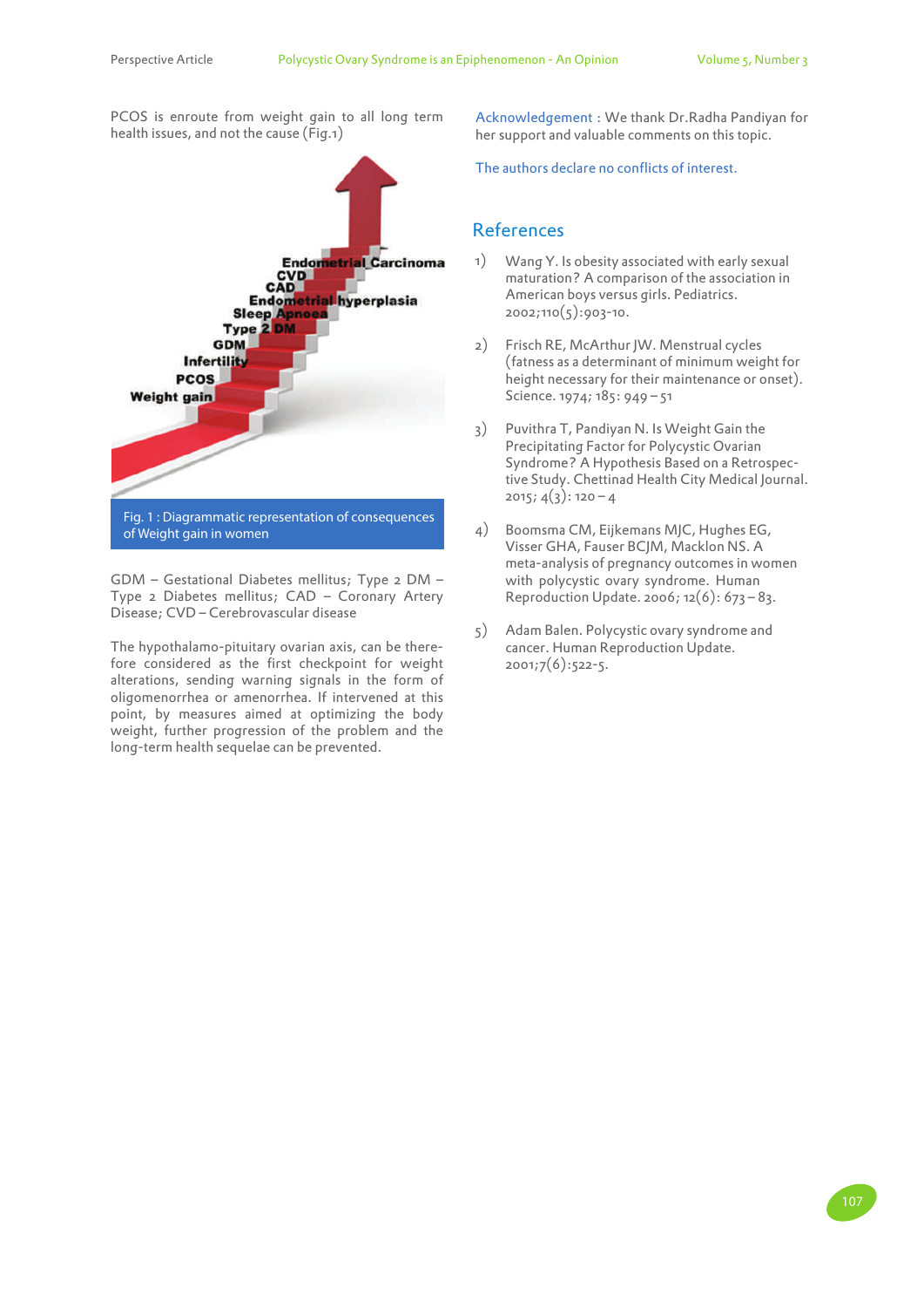PCOS is enroute from weight gain to all long term health issues, and not the cause (Fig.1)

Endometrial Carcinoma
CVD
CAD
Endometrial hyperplasia
Sleep Apnoea
Type 2 DM
GDM
Infertility
PCOS
Weight gain

Fig. 1 : Diagrammatic representation of consequences of Weight gain in women

GDM – Gestational Diabetes mellitus; Type 2 DM – Type 2 Diabetes mellitus; CAD – Coronary Artery Disease; CVD – Cerebrovascular disease

The hypothalamo-pituitary ovarian axis, can be therefore considered as the first checkpoint for weight alterations, sending warning signals in the form of oligomenorrhea or amenorrhea. If intervened at this point, by measures aimed at optimizing the body weight, further progression of the problem and the long-term health sequelae can be prevented.

**Acknowledgement :** We thank Dr.Radha Pandiyan for her support and valuable comments on this topic.

The authors declare no conflicts of interest.

## References

1) Wang Y. Is obesity associated with early sexual maturation? A comparison of the association in American boys versus girls. Pediatrics. 2002;110(5):903-10.

2) Frisch RE, McArthur JW. Menstrual cycles (fatness as a determinant of minimum weight for height necessary for their maintenance or onset). Science. 1974; 185: 949 – 51

3) Puvithra T, Pandiyan N. Is Weight Gain the Precipitating Factor for Polycystic Ovarian Syndrome? A Hypothesis Based on a Retrospective Study. Chettinad Health City Medical Journal. 2015; 4(3): 120 – 4

4) Boomsma CM, Eijkemans MJC, Hughes EG, Visser GHA, Fauser BCJM, Macklon NS. A meta-analysis of pregnancy outcomes in women with polycystic ovary syndrome. Human Reproduction Update. 2006; 12(6): 673 – 83.

5) Adam Balen. Polycystic ovary syndrome and cancer. Human Reproduction Update. 2001;7(6):522-5.